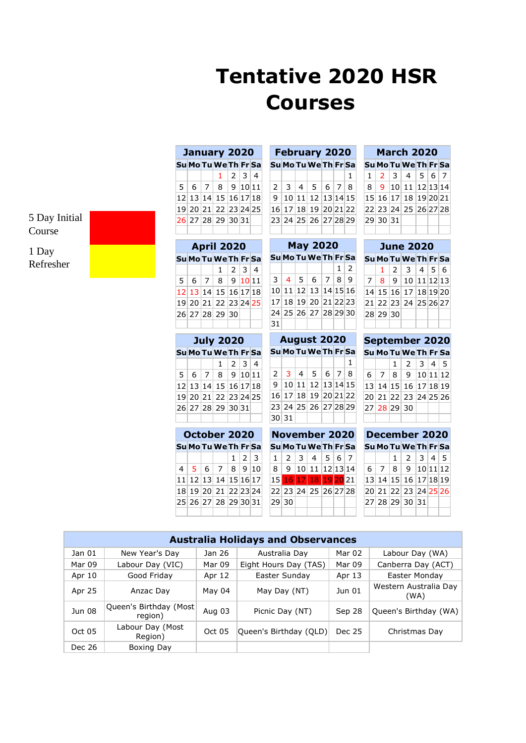# Tentative 2020 HSR Courses

5 Day Initial Course (red)

1 Day Refresher (yellow)

### January 2020

| Su | Mo | Tu | We | Th | Fr | Sa |
|---|---|---|---|---|---|---|
| | | | 1 | 2 | 3 | 4 |
| 5 | 6 | 7 | 8 | 9 | 10 | 11 |
| 12 | 13 | 14 | 15 | 16 | 17 | 18 |
| 19 | 20 | 21 | 22 | 23 | 24 | 25 |
| 26 | 27 | 28 | 29 | 30 | 31 | |

### February 2020

| Su | Mo | Tu | We | Th | Fr | Sa |
|---|---|---|---|---|---|---|
| | | | | | | 1 |
| 2 | 3 | 4 | 5 | 6 | 7 | 8 |
| 9 | 10 | 11 | 12 | 13 | 14 | 15 |
| 16 | 17 | 18 | 19 | 20 | 21 | 22 |
| 23 | 24 | 25 | 26 | 27 | 28 | 29 |

### March 2020

| Su | Mo | Tu | We | Th | Fr | Sa |
|---|---|---|---|---|---|---|
| 1 | 2 | 3 | 4 | 5 | 6 | 7 |
| 8 | 9 | 10 | 11 | 12 | 13 | 14 |
| 15 | 16 | 17 | 18 | 19 | 20 | 21 |
| 22 | 23 | 24 | 25 | 26 | 27 | 28 |
| 29 | 30 | 31 | | | | |

### April 2020

| Su | Mo | Tu | We | Th | Fr | Sa |
|---|---|---|---|---|---|---|
| | | | 1 | 2 | 3 | 4 |
| 5 | 6 | 7 | 8 | 9 | 10 | 11 |
| 12 | 13 | 14 | 15 | 16 | 17 | 18 |
| 19 | 20 | 21 | 22 | 23 | 24 | 25 |
| 26 | 27 | 28 | 29 | 30 | | |

### May 2020

| Su | Mo | Tu | We | Th | Fr | Sa |
|---|---|---|---|---|---|---|
| | | | | | 1 | 2 |
| 3 | 4 | 5 | 6 | 7 | 8 | 9 |
| 10 | 11 | 12 | 13 | 14 | 15 | 16 |
| 17 | 18 | 19 | 20 | 21 | 22 | 23 |
| 24 | 25 | 26 | 27 | 28 | 29 | 30 |
| 31 | | | | | | |

### June 2020

| Su | Mo | Tu | We | Th | Fr | Sa |
|---|---|---|---|---|---|---|
| | 1 | 2 | 3 | 4 | 5 | 6 |
| 7 | 8 | 9 | 10 | 11 | 12 | 13 |
| 14 | 15 | 16 | 17 | 18 | 19 | 20 |
| 21 | 22 | 23 | 24 | 25 | 26 | 27 |
| 28 | 29 | 30 | | | | |

### July 2020

| Su | Mo | Tu | We | Th | Fr | Sa |
|---|---|---|---|---|---|---|
| | | | 1 | 2 | 3 | 4 |
| 5 | 6 | 7 | 8 | 9 | 10 | 11 |
| 12 | 13 | 14 | 15 | 16 | 17 | 18 |
| 19 | 20 | 21 | 22 | 23 | 24 | 25 |
| 26 | 27 | 28 | 29 | 30 | 31 | |

### August 2020

| Su | Mo | Tu | We | Th | Fr | Sa |
|---|---|---|---|---|---|---|
| | | | | | | 1 |
| 2 | 3 | 4 | 5 | 6 | 7 | 8 |
| 9 | 10 | 11 | 12 | 13 | 14 | 15 |
| 16 | 17 | 18 | 19 | 20 | 21 | 22 |
| 23 | 24 | 25 | 26 | 27 | 28 | 29 |
| 30 | 31 | | | | | |

### September 2020

| Su | Mo | Tu | We | Th | Fr | Sa |
|---|---|---|---|---|---|---|
| | | 1 | 2 | 3 | 4 | 5 |
| 6 | 7 | 8 | 9 | 10 | 11 | 12 |
| 13 | 14 | 15 | 16 | 17 | 18 | 19 |
| 20 | 21 | 22 | 23 | 24 | 25 | 26 |
| 27 | 28 | 29 | 30 | | | |

### October 2020

| Su | Mo | Tu | We | Th | Fr | Sa |
|---|---|---|---|---|---|---|
| | | | | 1 | 2 | 3 |
| 4 | 5 | 6 | 7 | 8 | 9 | 10 |
| 11 | 12 | 13 | 14 | 15 | 16 | 17 |
| 18 | 19 | 20 | 21 | 22 | 23 | 24 |
| 25 | 26 | 27 | 28 | 29 | 30 | 31 |

### November 2020

| Su | Mo | Tu | We | Th | Fr | Sa |
|---|---|---|---|---|---|---|
| 1 | 2 | 3 | 4 | 5 | 6 | 7 |
| 8 | 9 | 10 | 11 | 12 | 13 | 14 |
| 15 | 16 | 17 | 18 | 19 | 20 | 21 |
| 22 | 23 | 24 | 25 | 26 | 27 | 28 |
| 29 | 30 | | | | | |

(November 16–20 highlighted red: 5 Day Initial Course)

### December 2020

| Su | Mo | Tu | We | Th | Fr | Sa |
|---|---|---|---|---|---|---|
| | | 1 | 2 | 3 | 4 | 5 |
| 6 | 7 | 8 | 9 | 10 | 11 | 12 |
| 13 | 14 | 15 | 16 | 17 | 18 | 19 |
| 20 | 21 | 22 | 23 | 24 | 25 | 26 |
| 27 | 28 | 29 | 30 | 31 | | |

## Australia Holidays and Observances

| | | | | | |
|---|---|---|---|---|---|
| Jan 01 | New Year's Day | Jan 26 | Australia Day | Mar 02 | Labour Day (WA) |
| Mar 09 | Labour Day (VIC) | Mar 09 | Eight Hours Day (TAS) | Mar 09 | Canberra Day (ACT) |
| Apr 10 | Good Friday | Apr 12 | Easter Sunday | Apr 13 | Easter Monday |
| Apr 25 | Anzac Day | May 04 | May Day (NT) | Jun 01 | Western Australia Day (WA) |
| Jun 08 | Queen's Birthday (Most region) | Aug 03 | Picnic Day (NT) | Sep 28 | Queen's Birthday (WA) |
| Oct 05 | Labour Day (Most Region) | Oct 05 | Queen's Birthday (QLD) | Dec 25 | Christmas Day |
| Dec 26 | Boxing Day | | | | |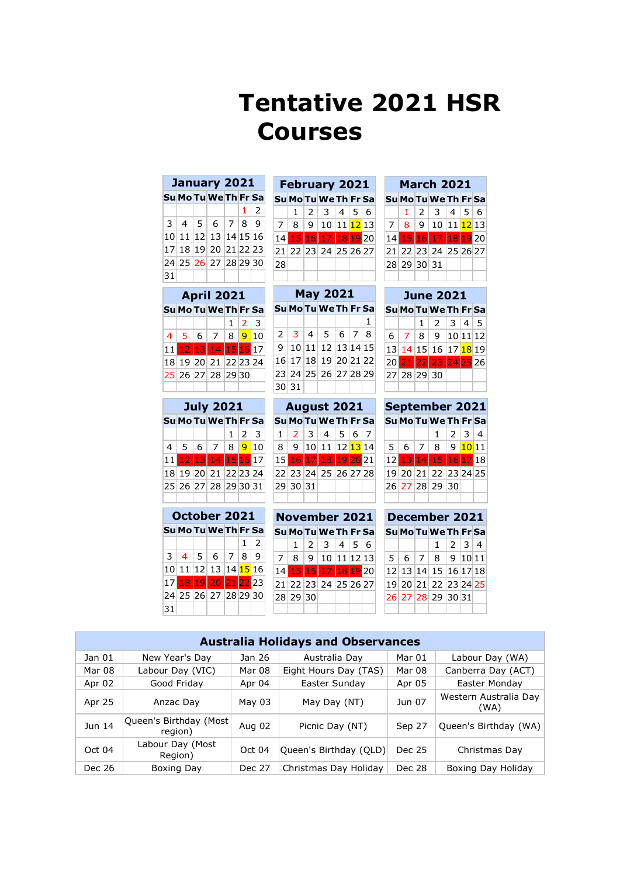# Tentative 2021 HSR Courses

**January 2021**

| Su | Mo | Tu | We | Th | Fr | Sa |
|---|---|---|---|---|---|---|
| | | | | | 1 | 2 |
| 3 | 4 | 5 | 6 | 7 | 8 | 9 |
| 10 | 11 | 12 | 13 | 14 | 15 | 16 |
| 17 | 18 | 19 | 20 | 21 | 22 | 23 |
| 24 | 25 | 26 | 27 | 28 | 29 | 30 |
| 31 | | | | | | |

**February 2021**

| Su | Mo | Tu | We | Th | Fr | Sa |
|---|---|---|---|---|---|---|
| | 1 | 2 | 3 | 4 | 5 | 6 |
| 7 | 8 | 9 | 10 | 11 | 12 | 13 |
| 14 | 15 | 16 | 17 | 18 | 19 | 20 |
| 21 | 22 | 23 | 24 | 25 | 26 | 27 |
| 28 | | | | | | |

**March 2021**

| Su | Mo | Tu | We | Th | Fr | Sa |
|---|---|---|---|---|---|---|
| | 1 | 2 | 3 | 4 | 5 | 6 |
| 7 | 8 | 9 | 10 | 11 | 12 | 13 |
| 14 | 15 | 16 | 17 | 18 | 19 | 20 |
| 21 | 22 | 23 | 24 | 25 | 26 | 27 |
| 28 | 29 | 30 | 31 | | | |

**April 2021**

| Su | Mo | Tu | We | Th | Fr | Sa |
|---|---|---|---|---|---|---|
| | | | | 1 | 2 | 3 |
| 4 | 5 | 6 | 7 | 8 | 9 | 10 |
| 11 | 12 | 13 | 14 | 15 | 16 | 17 |
| 18 | 19 | 20 | 21 | 22 | 23 | 24 |
| 25 | 26 | 27 | 28 | 29 | 30 | |

**May 2021**

| Su | Mo | Tu | We | Th | Fr | Sa |
|---|---|---|---|---|---|---|
| | | | | | | 1 |
| 2 | 3 | 4 | 5 | 6 | 7 | 8 |
| 9 | 10 | 11 | 12 | 13 | 14 | 15 |
| 16 | 17 | 18 | 19 | 20 | 21 | 22 |
| 23 | 24 | 25 | 26 | 27 | 28 | 29 |
| 30 | 31 | | | | | |

**June 2021**

| Su | Mo | Tu | We | Th | Fr | Sa |
|---|---|---|---|---|---|---|
| | | 1 | 2 | 3 | 4 | 5 |
| 6 | 7 | 8 | 9 | 10 | 11 | 12 |
| 13 | 14 | 15 | 16 | 17 | 18 | 19 |
| 20 | 21 | 22 | 23 | 24 | 25 | 26 |
| 27 | 28 | 29 | 30 | | | |

**July 2021**

| Su | Mo | Tu | We | Th | Fr | Sa |
|---|---|---|---|---|---|---|
| | | | | 1 | 2 | 3 |
| 4 | 5 | 6 | 7 | 8 | 9 | 10 |
| 11 | 12 | 13 | 14 | 15 | 16 | 17 |
| 18 | 19 | 20 | 21 | 22 | 23 | 24 |
| 25 | 26 | 27 | 28 | 29 | 30 | 31 |

**August 2021**

| Su | Mo | Tu | We | Th | Fr | Sa |
|---|---|---|---|---|---|---|
| 1 | 2 | 3 | 4 | 5 | 6 | 7 |
| 8 | 9 | 10 | 11 | 12 | 13 | 14 |
| 15 | 16 | 17 | 18 | 19 | 20 | 21 |
| 22 | 23 | 24 | 25 | 26 | 27 | 28 |
| 29 | 30 | 31 | | | | |

**September 2021**

| Su | Mo | Tu | We | Th | Fr | Sa |
|---|---|---|---|---|---|---|
| | | | 1 | 2 | 3 | 4 |
| 5 | 6 | 7 | 8 | 9 | 10 | 11 |
| 12 | 13 | 14 | 15 | 16 | 17 | 18 |
| 19 | 20 | 21 | 22 | 23 | 24 | 25 |
| 26 | 27 | 28 | 29 | 30 | | |

**October 2021**

| Su | Mo | Tu | We | Th | Fr | Sa |
|---|---|---|---|---|---|---|
| | | | | | 1 | 2 |
| 3 | 4 | 5 | 6 | 7 | 8 | 9 |
| 10 | 11 | 12 | 13 | 14 | 15 | 16 |
| 17 | 18 | 19 | 20 | 21 | 22 | 23 |
| 24 | 25 | 26 | 27 | 28 | 29 | 30 |
| 31 | | | | | | |

**November 2021**

| Su | Mo | Tu | We | Th | Fr | Sa |
|---|---|---|---|---|---|---|
| | 1 | 2 | 3 | 4 | 5 | 6 |
| 7 | 8 | 9 | 10 | 11 | 12 | 13 |
| 14 | 15 | 16 | 17 | 18 | 19 | 20 |
| 21 | 22 | 23 | 24 | 25 | 26 | 27 |
| 28 | 29 | 30 | | | | |

**December 2021**

| Su | Mo | Tu | We | Th | Fr | Sa |
|---|---|---|---|---|---|---|
| | | | 1 | 2 | 3 | 4 |
| 5 | 6 | 7 | 8 | 9 | 10 | 11 |
| 12 | 13 | 14 | 15 | 16 | 17 | 18 |
| 19 | 20 | 21 | 22 | 23 | 24 | 25 |
| 26 | 27 | 28 | 29 | 30 | 31 | |

## Australia Holidays and Observances

| | | | | | |
|---|---|---|---|---|---|
| Jan 01 | New Year's Day | Jan 26 | Australia Day | Mar 01 | Labour Day (WA) |
| Mar 08 | Labour Day (VIC) | Mar 08 | Eight Hours Day (TAS) | Mar 08 | Canberra Day (ACT) |
| Apr 02 | Good Friday | Apr 04 | Easter Sunday | Apr 05 | Easter Monday |
| Apr 25 | Anzac Day | May 03 | May Day (NT) | Jun 07 | Western Australia Day (WA) |
| Jun 14 | Queen's Birthday (Most region) | Aug 02 | Picnic Day (NT) | Sep 27 | Queen's Birthday (WA) |
| Oct 04 | Labour Day (Most Region) | Oct 04 | Queen's Birthday (QLD) | Dec 25 | Christmas Day |
| Dec 26 | Boxing Day | Dec 27 | Christmas Day Holiday | Dec 28 | Boxing Day Holiday |